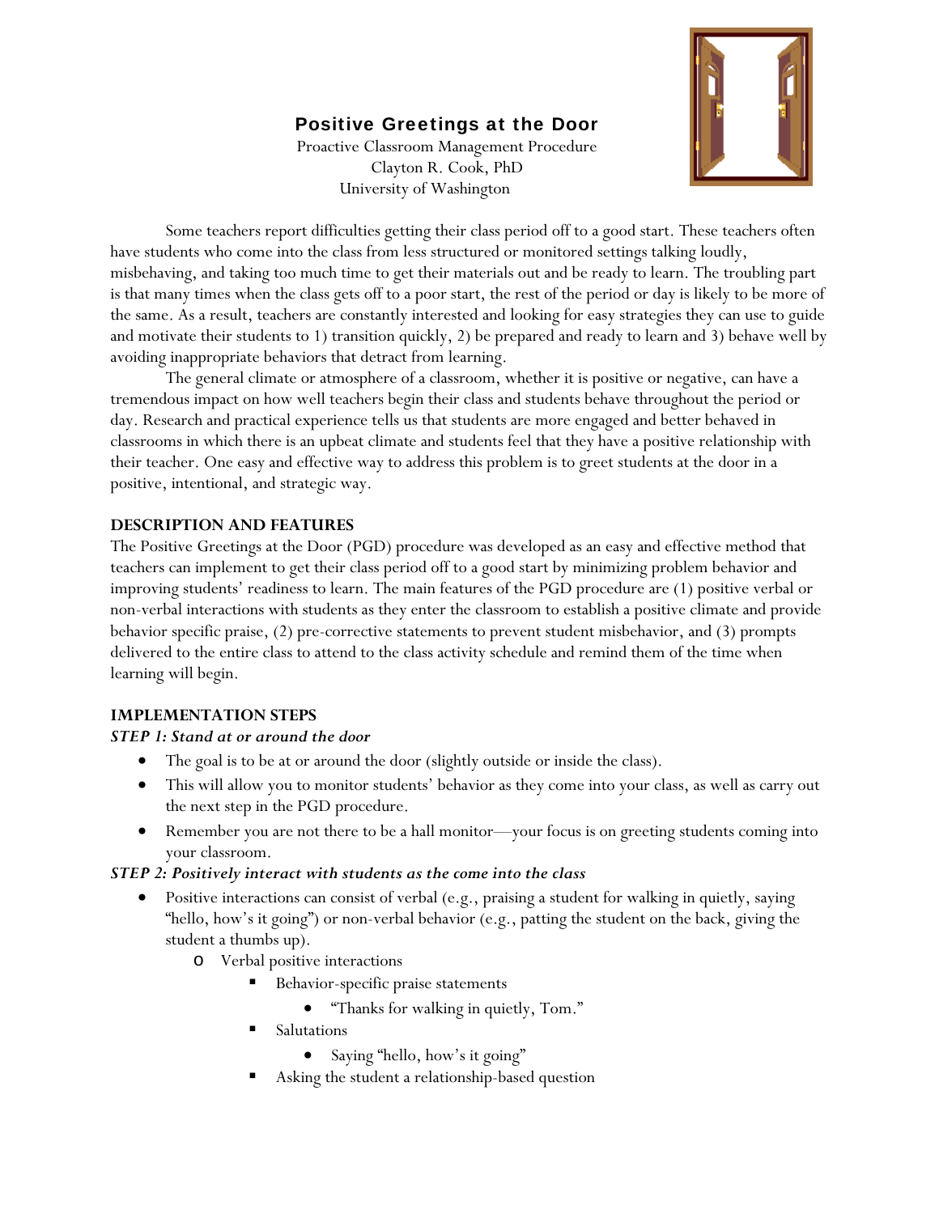# Positive Greetings at the Door

Proactive Classroom Management Procedure
Clayton R. Cook, PhD
University of Washington

Some teachers report difficulties getting their class period off to a good start. These teachers often have students who come into the class from less structured or monitored settings talking loudly, misbehaving, and taking too much time to get their materials out and be ready to learn. The troubling part is that many times when the class gets off to a poor start, the rest of the period or day is likely to be more of the same. As a result, teachers are constantly interested and looking for easy strategies they can use to guide and motivate their students to 1) transition quickly, 2) be prepared and ready to learn and 3) behave well by avoiding inappropriate behaviors that detract from learning.

The general climate or atmosphere of a classroom, whether it is positive or negative, can have a tremendous impact on how well teachers begin their class and students behave throughout the period or day. Research and practical experience tells us that students are more engaged and better behaved in classrooms in which there is an upbeat climate and students feel that they have a positive relationship with their teacher. One easy and effective way to address this problem is to greet students at the door in a positive, intentional, and strategic way.

## DESCRIPTION AND FEATURES

The Positive Greetings at the Door (PGD) procedure was developed as an easy and effective method that teachers can implement to get their class period off to a good start by minimizing problem behavior and improving students' readiness to learn. The main features of the PGD procedure are (1) positive verbal or non-verbal interactions with students as they enter the classroom to establish a positive climate and provide behavior specific praise, (2) pre-corrective statements to prevent student misbehavior, and (3) prompts delivered to the entire class to attend to the class activity schedule and remind them of the time when learning will begin.

## IMPLEMENTATION STEPS

***STEP 1: Stand at or around the door***

- The goal is to be at or around the door (slightly outside or inside the class).
- This will allow you to monitor students' behavior as they come into your class, as well as carry out the next step in the PGD procedure.
- Remember you are not there to be a hall monitor—your focus is on greeting students coming into your classroom.

***STEP 2: Positively interact with students as the come into the class***

- Positive interactions can consist of verbal (e.g., praising a student for walking in quietly, saying "hello, how's it going") or non-verbal behavior (e.g., patting the student on the back, giving the student a thumbs up).
  - Verbal positive interactions
    - Behavior-specific praise statements
      - "Thanks for walking in quietly, Tom."
    - Salutations
      - Saying "hello, how's it going"
    - Asking the student a relationship-based question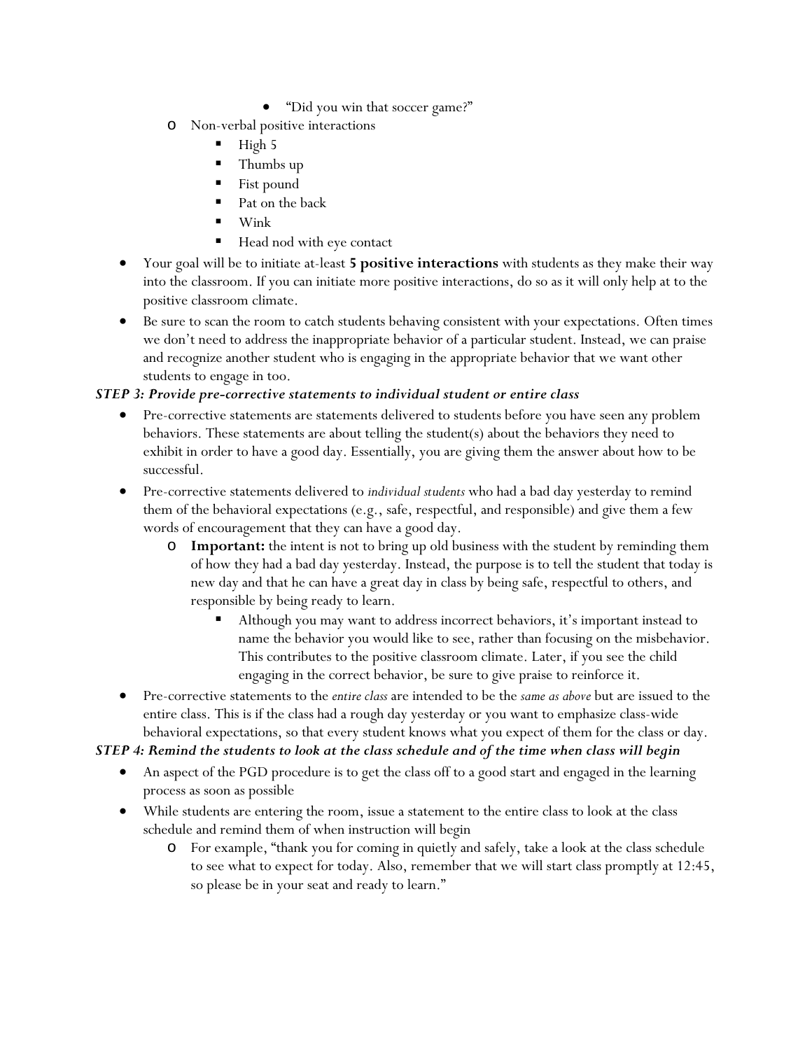- "Did you win that soccer game?"
    - Non-verbal positive interactions
        - High 5
        - Thumbs up
        - Fist pound
        - Pat on the back
        - Wink
        - Head nod with eye contact
- Your goal will be to initiate at-least **5 positive interactions** with students as they make their way into the classroom. If you can initiate more positive interactions, do so as it will only help at to the positive classroom climate.
- Be sure to scan the room to catch students behaving consistent with your expectations. Often times we don't need to address the inappropriate behavior of a particular student. Instead, we can praise and recognize another student who is engaging in the appropriate behavior that we want other students to engage in too.

***STEP 3: Provide pre-corrective statements to individual student or entire class***

- Pre-corrective statements are statements delivered to students before you have seen any problem behaviors. These statements are about telling the student(s) about the behaviors they need to exhibit in order to have a good day. Essentially, you are giving them the answer about how to be successful.
- Pre-corrective statements delivered to *individual students* who had a bad day yesterday to remind them of the behavioral expectations (e.g., safe, respectful, and responsible) and give them a few words of encouragement that they can have a good day.
    - **Important:** the intent is not to bring up old business with the student by reminding them of how they had a bad day yesterday. Instead, the purpose is to tell the student that today is new day and that he can have a great day in class by being safe, respectful to others, and responsible by being ready to learn.
        - Although you may want to address incorrect behaviors, it's important instead to name the behavior you would like to see, rather than focusing on the misbehavior. This contributes to the positive classroom climate. Later, if you see the child engaging in the correct behavior, be sure to give praise to reinforce it.
- Pre-corrective statements to the *entire class* are intended to be the *same as above* but are issued to the entire class. This is if the class had a rough day yesterday or you want to emphasize class-wide behavioral expectations, so that every student knows what you expect of them for the class or day.

***STEP 4: Remind the students to look at the class schedule and of the time when class will begin***

- An aspect of the PGD procedure is to get the class off to a good start and engaged in the learning process as soon as possible
- While students are entering the room, issue a statement to the entire class to look at the class schedule and remind them of when instruction will begin
    - For example, "thank you for coming in quietly and safely, take a look at the class schedule to see what to expect for today. Also, remember that we will start class promptly at 12:45, so please be in your seat and ready to learn."